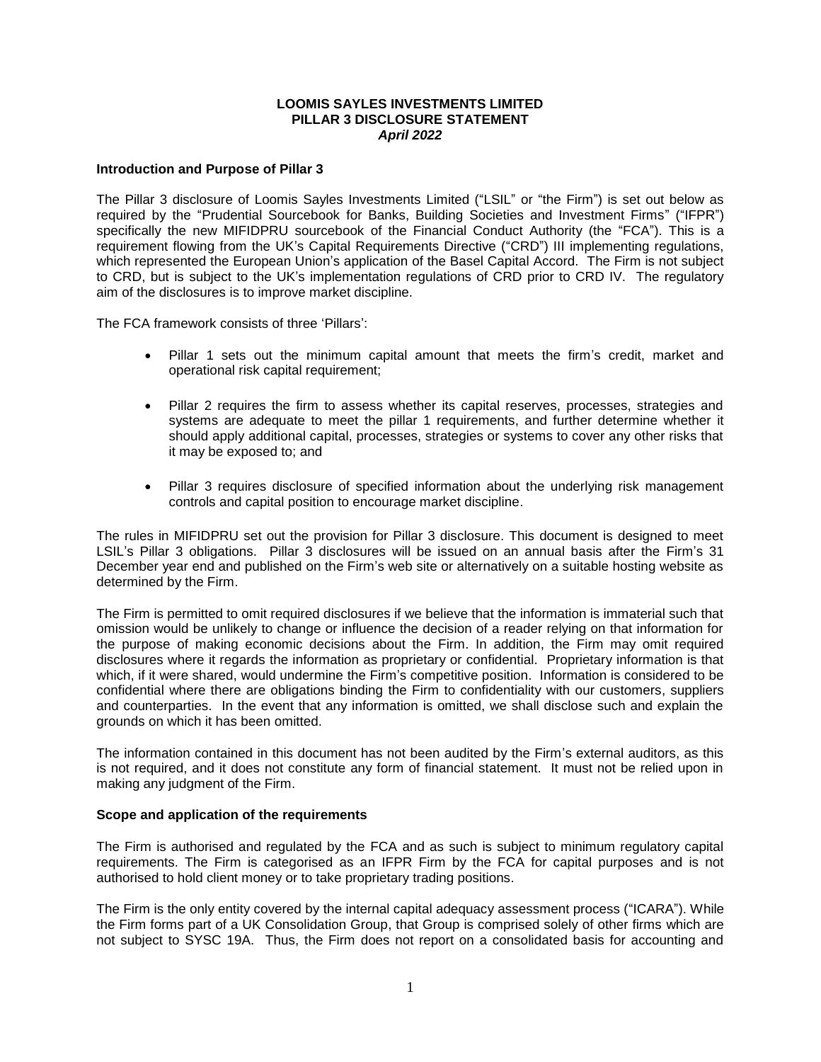# LOOMIS SAYLES INVESTMENTS LIMITED
## PILLAR 3 DISCLOSURE STATEMENT
***April 2022***

### Introduction and Purpose of Pillar 3

The Pillar 3 disclosure of Loomis Sayles Investments Limited ("LSIL" or "the Firm") is set out below as required by the "Prudential Sourcebook for Banks, Building Societies and Investment Firms" ("IFPR") specifically the new MIFIDPRU sourcebook of the Financial Conduct Authority (the "FCA"). This is a requirement flowing from the UK's Capital Requirements Directive ("CRD") III implementing regulations, which represented the European Union's application of the Basel Capital Accord. The Firm is not subject to CRD, but is subject to the UK's implementation regulations of CRD prior to CRD IV. The regulatory aim of the disclosures is to improve market discipline.

The FCA framework consists of three 'Pillars':

- Pillar 1 sets out the minimum capital amount that meets the firm's credit, market and operational risk capital requirement;
- Pillar 2 requires the firm to assess whether its capital reserves, processes, strategies and systems are adequate to meet the pillar 1 requirements, and further determine whether it should apply additional capital, processes, strategies or systems to cover any other risks that it may be exposed to; and
- Pillar 3 requires disclosure of specified information about the underlying risk management controls and capital position to encourage market discipline.

The rules in MIFIDPRU set out the provision for Pillar 3 disclosure. This document is designed to meet LSIL's Pillar 3 obligations. Pillar 3 disclosures will be issued on an annual basis after the Firm's 31 December year end and published on the Firm's web site or alternatively on a suitable hosting website as determined by the Firm.

The Firm is permitted to omit required disclosures if we believe that the information is immaterial such that omission would be unlikely to change or influence the decision of a reader relying on that information for the purpose of making economic decisions about the Firm. In addition, the Firm may omit required disclosures where it regards the information as proprietary or confidential. Proprietary information is that which, if it were shared, would undermine the Firm's competitive position. Information is considered to be confidential where there are obligations binding the Firm to confidentiality with our customers, suppliers and counterparties. In the event that any information is omitted, we shall disclose such and explain the grounds on which it has been omitted.

The information contained in this document has not been audited by the Firm's external auditors, as this is not required, and it does not constitute any form of financial statement. It must not be relied upon in making any judgment of the Firm.

### Scope and application of the requirements

The Firm is authorised and regulated by the FCA and as such is subject to minimum regulatory capital requirements. The Firm is categorised as an IFPR Firm by the FCA for capital purposes and is not authorised to hold client money or to take proprietary trading positions.

The Firm is the only entity covered by the internal capital adequacy assessment process ("ICARA"). While the Firm forms part of a UK Consolidation Group, that Group is comprised solely of other firms which are not subject to SYSC 19A. Thus, the Firm does not report on a consolidated basis for accounting and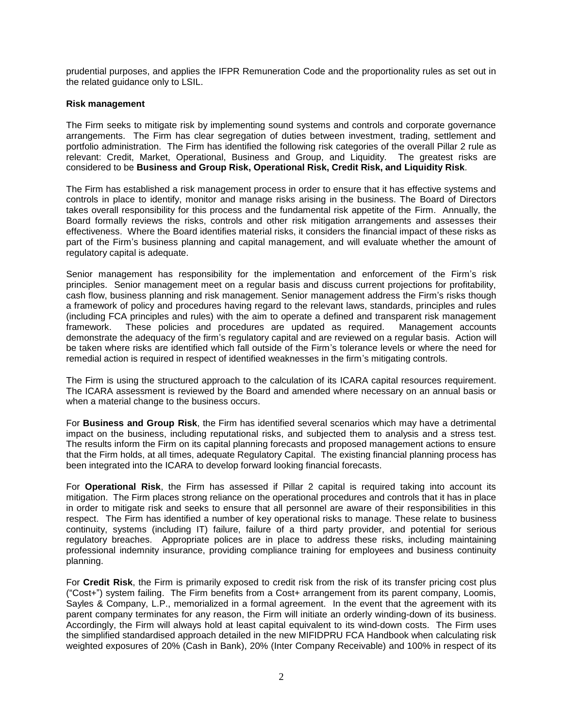prudential purposes, and applies the IFPR Remuneration Code and the proportionality rules as set out in the related guidance only to LSIL.

**Risk management**

The Firm seeks to mitigate risk by implementing sound systems and controls and corporate governance arrangements. The Firm has clear segregation of duties between investment, trading, settlement and portfolio administration. The Firm has identified the following risk categories of the overall Pillar 2 rule as relevant: Credit, Market, Operational, Business and Group, and Liquidity. The greatest risks are considered to be **Business and Group Risk, Operational Risk, Credit Risk, and Liquidity Risk**.

The Firm has established a risk management process in order to ensure that it has effective systems and controls in place to identify, monitor and manage risks arising in the business. The Board of Directors takes overall responsibility for this process and the fundamental risk appetite of the Firm. Annually, the Board formally reviews the risks, controls and other risk mitigation arrangements and assesses their effectiveness. Where the Board identifies material risks, it considers the financial impact of these risks as part of the Firm's business planning and capital management, and will evaluate whether the amount of regulatory capital is adequate.

Senior management has responsibility for the implementation and enforcement of the Firm's risk principles. Senior management meet on a regular basis and discuss current projections for profitability, cash flow, business planning and risk management. Senior management address the Firm's risks though a framework of policy and procedures having regard to the relevant laws, standards, principles and rules (including FCA principles and rules) with the aim to operate a defined and transparent risk management framework. These policies and procedures are updated as required. Management accounts demonstrate the adequacy of the firm's regulatory capital and are reviewed on a regular basis. Action will be taken where risks are identified which fall outside of the Firm's tolerance levels or where the need for remedial action is required in respect of identified weaknesses in the firm's mitigating controls.

The Firm is using the structured approach to the calculation of its ICARA capital resources requirement. The ICARA assessment is reviewed by the Board and amended where necessary on an annual basis or when a material change to the business occurs.

For **Business and Group Risk**, the Firm has identified several scenarios which may have a detrimental impact on the business, including reputational risks, and subjected them to analysis and a stress test. The results inform the Firm on its capital planning forecasts and proposed management actions to ensure that the Firm holds, at all times, adequate Regulatory Capital. The existing financial planning process has been integrated into the ICARA to develop forward looking financial forecasts.

For **Operational Risk**, the Firm has assessed if Pillar 2 capital is required taking into account its mitigation. The Firm places strong reliance on the operational procedures and controls that it has in place in order to mitigate risk and seeks to ensure that all personnel are aware of their responsibilities in this respect. The Firm has identified a number of key operational risks to manage. These relate to business continuity, systems (including IT) failure, failure of a third party provider, and potential for serious regulatory breaches. Appropriate polices are in place to address these risks, including maintaining professional indemnity insurance, providing compliance training for employees and business continuity planning.

For **Credit Risk**, the Firm is primarily exposed to credit risk from the risk of its transfer pricing cost plus ("Cost+") system failing. The Firm benefits from a Cost+ arrangement from its parent company, Loomis, Sayles & Company, L.P., memorialized in a formal agreement. In the event that the agreement with its parent company terminates for any reason, the Firm will initiate an orderly winding-down of its business. Accordingly, the Firm will always hold at least capital equivalent to its wind-down costs. The Firm uses the simplified standardised approach detailed in the new MIFIDPRU FCA Handbook when calculating risk weighted exposures of 20% (Cash in Bank), 20% (Inter Company Receivable) and 100% in respect of its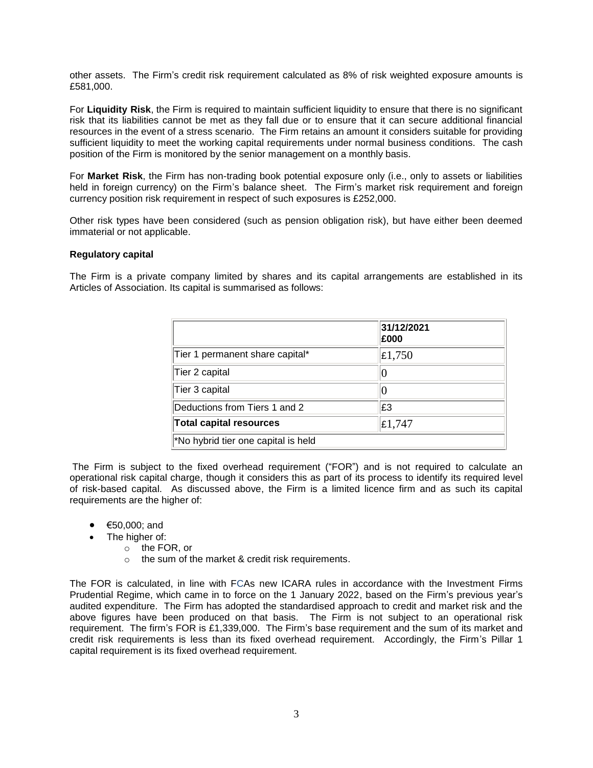other assets. The Firm's credit risk requirement calculated as 8% of risk weighted exposure amounts is £581,000.

For **Liquidity Risk**, the Firm is required to maintain sufficient liquidity to ensure that there is no significant risk that its liabilities cannot be met as they fall due or to ensure that it can secure additional financial resources in the event of a stress scenario. The Firm retains an amount it considers suitable for providing sufficient liquidity to meet the working capital requirements under normal business conditions. The cash position of the Firm is monitored by the senior management on a monthly basis.

For **Market Risk**, the Firm has non-trading book potential exposure only (i.e., only to assets or liabilities held in foreign currency) on the Firm's balance sheet. The Firm's market risk requirement and foreign currency position risk requirement in respect of such exposures is £252,000.

Other risk types have been considered (such as pension obligation risk), but have either been deemed immaterial or not applicable.

**Regulatory capital**

The Firm is a private company limited by shares and its capital arrangements are established in its Articles of Association. Its capital is summarised as follows:

| | **31/12/2021 £000** |
|---|---|
| Tier 1 permanent share capital* | £1,750 |
| Tier 2 capital | 0 |
| Tier 3 capital | 0 |
| Deductions from Tiers 1 and 2 | £3 |
| **Total capital resources** | £1,747 |
| *No hybrid tier one capital is held | |

The Firm is subject to the fixed overhead requirement ("FOR") and is not required to calculate an operational risk capital charge, though it considers this as part of its process to identify its required level of risk-based capital. As discussed above, the Firm is a limited licence firm and as such its capital requirements are the higher of:

- €50,000; and
- The higher of:
  - the FOR, or
  - the sum of the market & credit risk requirements.

The FOR is calculated, in line with FCAs new ICARA rules in accordance with the Investment Firms Prudential Regime, which came in to force on the 1 January 2022, based on the Firm's previous year's audited expenditure. The Firm has adopted the standardised approach to credit and market risk and the above figures have been produced on that basis. The Firm is not subject to an operational risk requirement. The firm's FOR is £1,339,000. The Firm's base requirement and the sum of its market and credit risk requirements is less than its fixed overhead requirement. Accordingly, the Firm's Pillar 1 capital requirement is its fixed overhead requirement.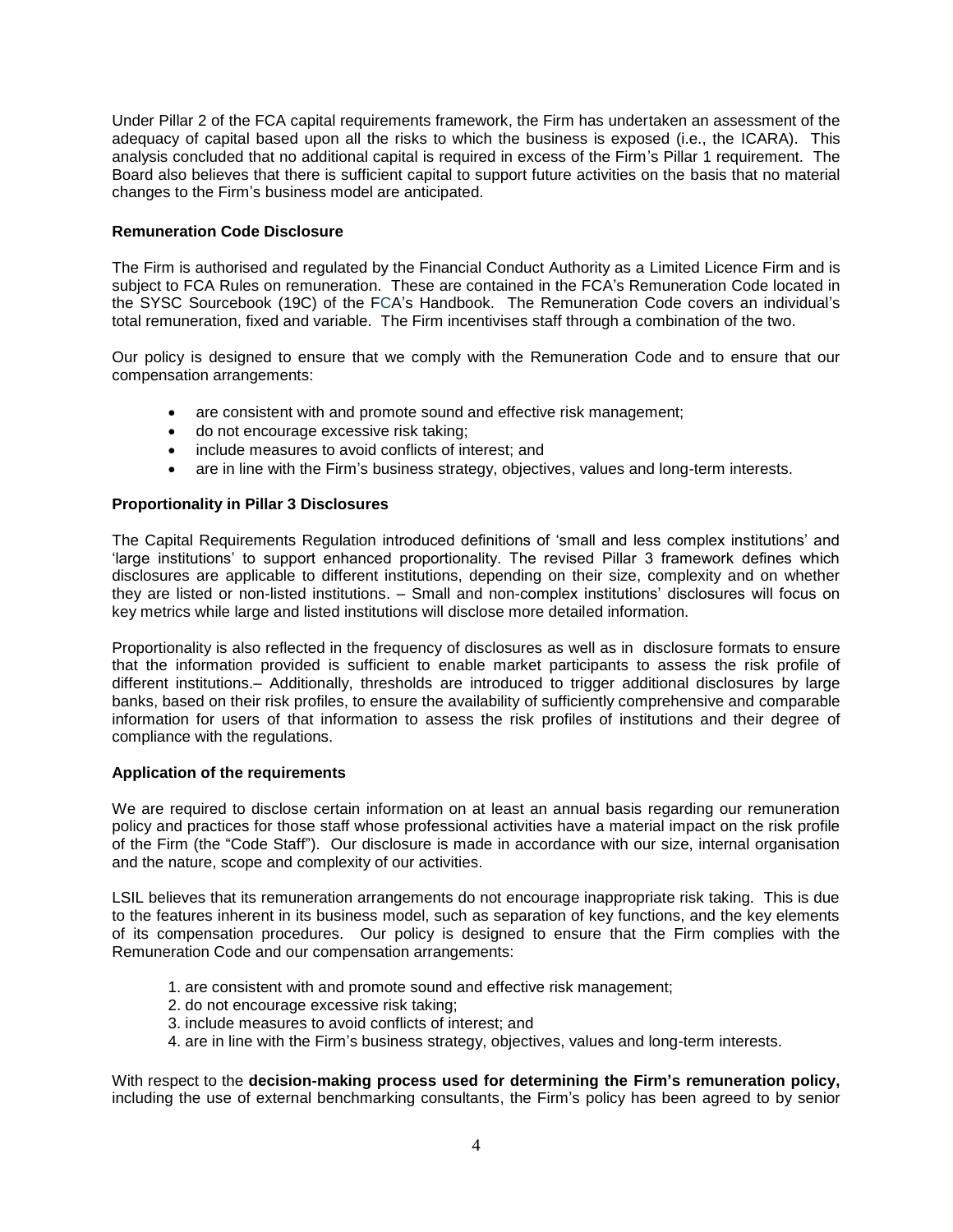Under Pillar 2 of the FCA capital requirements framework, the Firm has undertaken an assessment of the adequacy of capital based upon all the risks to which the business is exposed (i.e., the ICARA). This analysis concluded that no additional capital is required in excess of the Firm's Pillar 1 requirement. The Board also believes that there is sufficient capital to support future activities on the basis that no material changes to the Firm's business model are anticipated.

**Remuneration Code Disclosure**

The Firm is authorised and regulated by the Financial Conduct Authority as a Limited Licence Firm and is subject to FCA Rules on remuneration. These are contained in the FCA's Remuneration Code located in the SYSC Sourcebook (19C) of the FCA's Handbook. The Remuneration Code covers an individual's total remuneration, fixed and variable. The Firm incentivises staff through a combination of the two.

Our policy is designed to ensure that we comply with the Remuneration Code and to ensure that our compensation arrangements:

- are consistent with and promote sound and effective risk management;
- do not encourage excessive risk taking;
- include measures to avoid conflicts of interest; and
- are in line with the Firm's business strategy, objectives, values and long-term interests.

**Proportionality in Pillar 3 Disclosures**

The Capital Requirements Regulation introduced definitions of 'small and less complex institutions' and 'large institutions' to support enhanced proportionality. The revised Pillar 3 framework defines which disclosures are applicable to different institutions, depending on their size, complexity and on whether they are listed or non-listed institutions. – Small and non-complex institutions' disclosures will focus on key metrics while large and listed institutions will disclose more detailed information.

Proportionality is also reflected in the frequency of disclosures as well as in disclosure formats to ensure that the information provided is sufficient to enable market participants to assess the risk profile of different institutions.– Additionally, thresholds are introduced to trigger additional disclosures by large banks, based on their risk profiles, to ensure the availability of sufficiently comprehensive and comparable information for users of that information to assess the risk profiles of institutions and their degree of compliance with the regulations.

**Application of the requirements**

We are required to disclose certain information on at least an annual basis regarding our remuneration policy and practices for those staff whose professional activities have a material impact on the risk profile of the Firm (the "Code Staff"). Our disclosure is made in accordance with our size, internal organisation and the nature, scope and complexity of our activities.

LSIL believes that its remuneration arrangements do not encourage inappropriate risk taking. This is due to the features inherent in its business model, such as separation of key functions, and the key elements of its compensation procedures. Our policy is designed to ensure that the Firm complies with the Remuneration Code and our compensation arrangements:

1. are consistent with and promote sound and effective risk management;
2. do not encourage excessive risk taking;
3. include measures to avoid conflicts of interest; and
4. are in line with the Firm's business strategy, objectives, values and long-term interests.

With respect to the **decision-making process used for determining the Firm's remuneration policy,** including the use of external benchmarking consultants, the Firm's policy has been agreed to by senior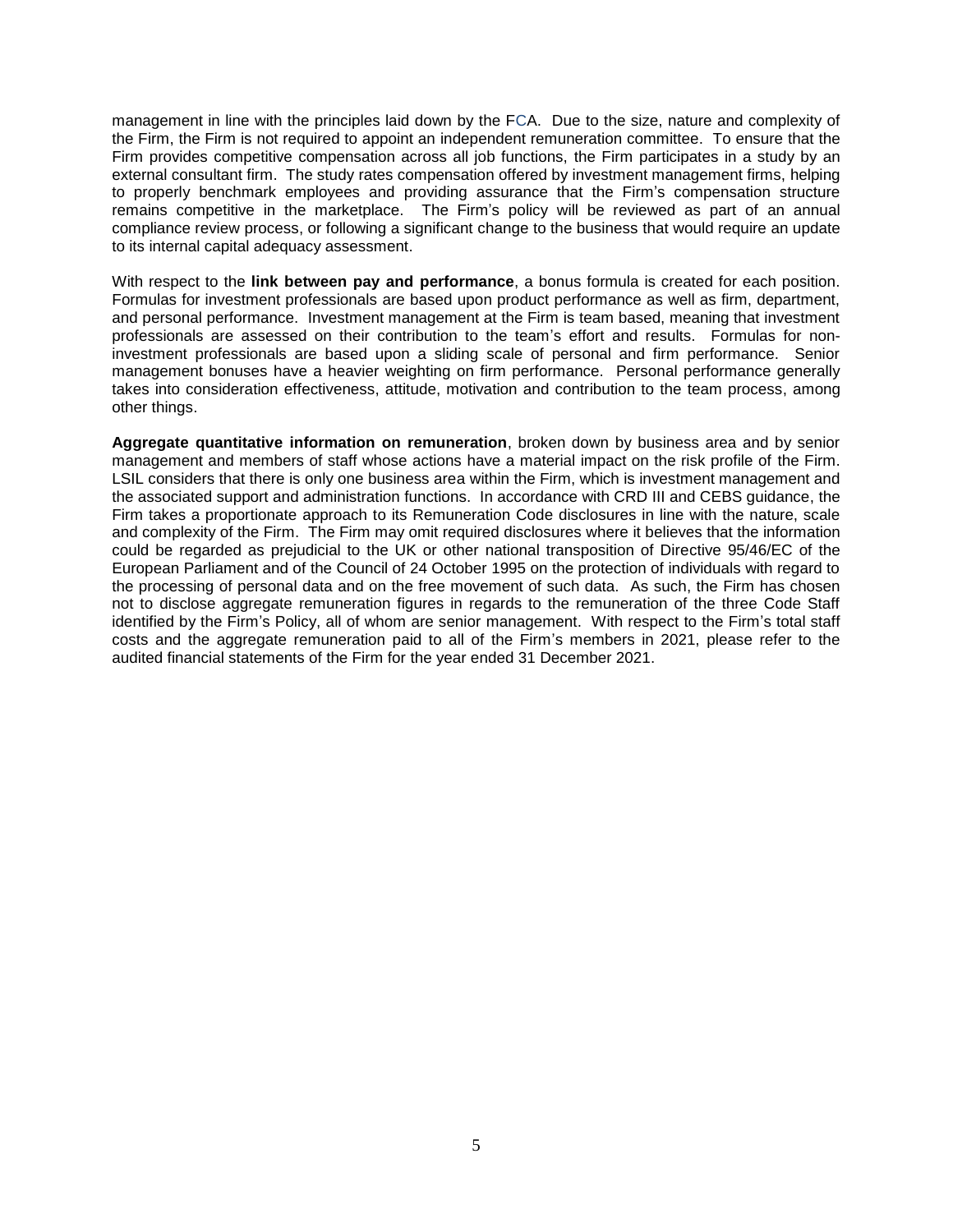management in line with the principles laid down by the FCA. Due to the size, nature and complexity of the Firm, the Firm is not required to appoint an independent remuneration committee. To ensure that the Firm provides competitive compensation across all job functions, the Firm participates in a study by an external consultant firm. The study rates compensation offered by investment management firms, helping to properly benchmark employees and providing assurance that the Firm's compensation structure remains competitive in the marketplace. The Firm's policy will be reviewed as part of an annual compliance review process, or following a significant change to the business that would require an update to its internal capital adequacy assessment.

With respect to the **link between pay and performance**, a bonus formula is created for each position. Formulas for investment professionals are based upon product performance as well as firm, department, and personal performance. Investment management at the Firm is team based, meaning that investment professionals are assessed on their contribution to the team's effort and results. Formulas for non-investment professionals are based upon a sliding scale of personal and firm performance. Senior management bonuses have a heavier weighting on firm performance. Personal performance generally takes into consideration effectiveness, attitude, motivation and contribution to the team process, among other things.

**Aggregate quantitative information on remuneration**, broken down by business area and by senior management and members of staff whose actions have a material impact on the risk profile of the Firm. LSIL considers that there is only one business area within the Firm, which is investment management and the associated support and administration functions. In accordance with CRD III and CEBS guidance, the Firm takes a proportionate approach to its Remuneration Code disclosures in line with the nature, scale and complexity of the Firm. The Firm may omit required disclosures where it believes that the information could be regarded as prejudicial to the UK or other national transposition of Directive 95/46/EC of the European Parliament and of the Council of 24 October 1995 on the protection of individuals with regard to the processing of personal data and on the free movement of such data. As such, the Firm has chosen not to disclose aggregate remuneration figures in regards to the remuneration of the three Code Staff identified by the Firm's Policy, all of whom are senior management. With respect to the Firm's total staff costs and the aggregate remuneration paid to all of the Firm's members in 2021, please refer to the audited financial statements of the Firm for the year ended 31 December 2021.